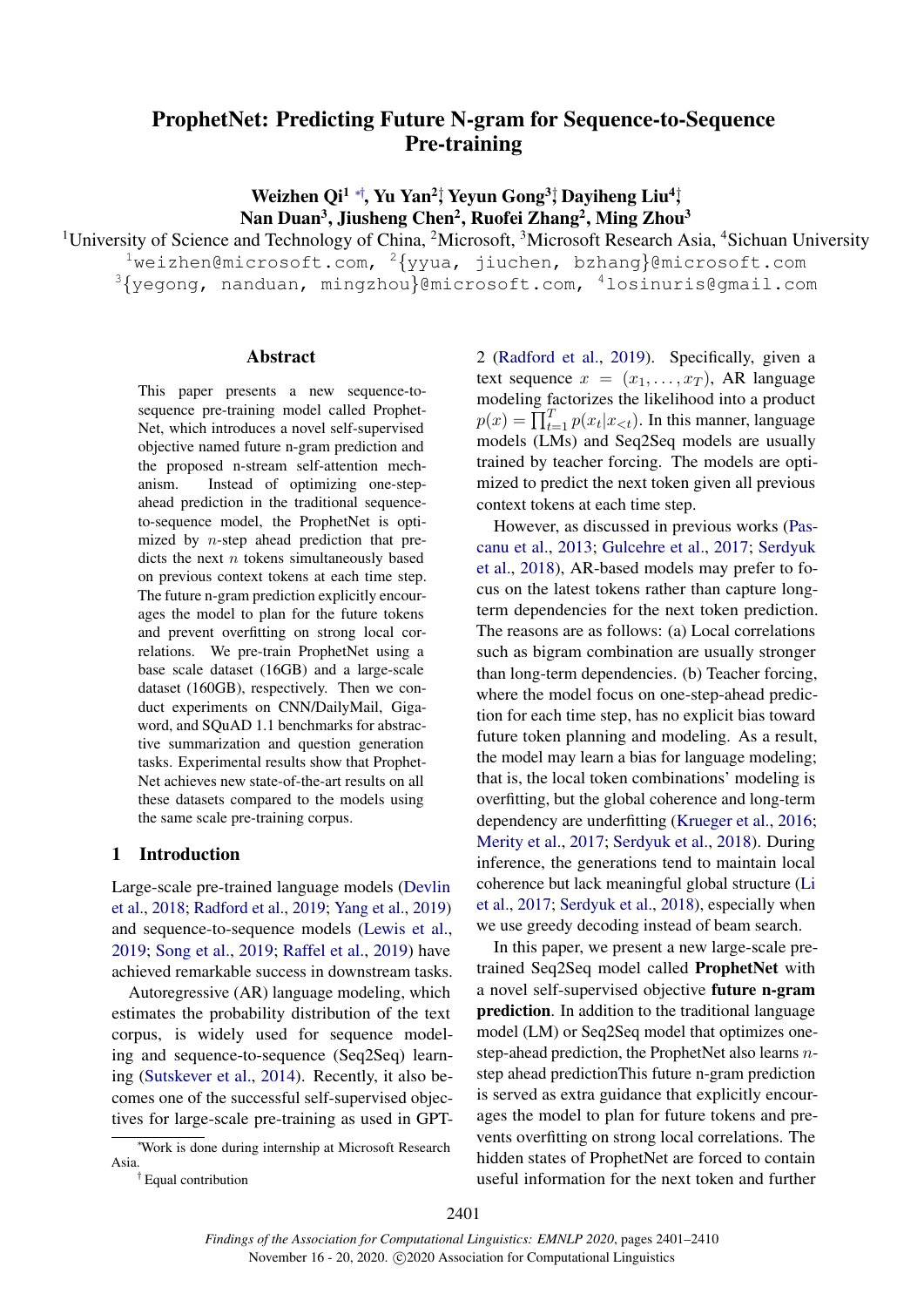# ProphetNet: Predicting Future N-gram for Sequence-to-Sequence Pre-training

**Weizhen Qi[1] [*†], Yu Yan[2]†, Yeyun Gong[3]†, Dayiheng Liu[4]†, Nan Duan[3], Jiusheng Chen[2], Ruofei Zhang[2], Ming Zhou[3]**

[1]University of Science and Technology of China, [2]Microsoft, [3]Microsoft Research Asia, [4]Sichuan University

[1]weizhen@microsoft.com, [2]{yyua, jiuchen, bzhang}@microsoft.com
[3]{yegong, nanduan, mingzhou}@microsoft.com, [4]losinuris@gmail.com

## Abstract

This paper presents a new sequence-to-sequence pre-training model called ProphetNet, which introduces a novel self-supervised objective named future n-gram prediction and the proposed n-stream self-attention mechanism. Instead of optimizing one-step-ahead prediction in the traditional sequence-to-sequence model, the ProphetNet is optimized by $n$-step ahead prediction that predicts the next $n$ tokens simultaneously based on previous context tokens at each time step. The future n-gram prediction explicitly encourages the model to plan for the future tokens and prevent overfitting on strong local correlations. We pre-train ProphetNet using a base scale dataset (16GB) and a large-scale dataset (160GB), respectively. Then we conduct experiments on CNN/DailyMail, Gigaword, and SQuAD 1.1 benchmarks for abstractive summarization and question generation tasks. Experimental results show that ProphetNet achieves new state-of-the-art results on all these datasets compared to the models using the same scale pre-training corpus.

## 1 Introduction

Large-scale pre-trained language models (Devlin et al., 2018; Radford et al., 2019; Yang et al., 2019) and sequence-to-sequence models (Lewis et al., 2019; Song et al., 2019; Raffel et al., 2019) have achieved remarkable success in downstream tasks.

Autoregressive (AR) language modeling, which estimates the probability distribution of the text corpus, is widely used for sequence modeling and sequence-to-sequence (Seq2Seq) learning (Sutskever et al., 2014). Recently, it also becomes one of the successful self-supervised objectives for large-scale pre-training as used in GPT-2 (Radford et al., 2019). Specifically, given a text sequence $x = (x_1, \ldots, x_T)$, AR language modeling factorizes the likelihood into a product $p(x) = \prod_{t=1}^{T} p(x_t|x_{<t})$. In this manner, language models (LMs) and Seq2Seq models are usually trained by teacher forcing. The models are optimized to predict the next token given all previous context tokens at each time step.

However, as discussed in previous works (Pascanu et al., 2013; Gulcehre et al., 2017; Serdyuk et al., 2018), AR-based models may prefer to focus on the latest tokens rather than capture long-term dependencies for the next token prediction. The reasons are as follows: (a) Local correlations such as bigram combination are usually stronger than long-term dependencies. (b) Teacher forcing, where the model focus on one-step-ahead prediction for each time step, has no explicit bias toward future token planning and modeling. As a result, the model may learn a bias for language modeling; that is, the local token combinations' modeling is overfitting, but the global coherence and long-term dependency are underfitting (Krueger et al., 2016; Merity et al., 2017; Serdyuk et al., 2018). During inference, the generations tend to maintain local coherence but lack meaningful global structure (Li et al., 2017; Serdyuk et al., 2018), especially when we use greedy decoding instead of beam search.

In this paper, we present a new large-scale pre-trained Seq2Seq model called **ProphetNet** with a novel self-supervised objective **future n-gram prediction**. In addition to the traditional language model (LM) or Seq2Seq model that optimizes one-step-ahead prediction, the ProphetNet also learns $n$-step ahead predictionThis future n-gram prediction is served as extra guidance that explicitly encourages the model to plan for future tokens and prevents overfitting on strong local correlations. The hidden states of ProphetNet are forced to contain useful information for the next token and further

[*]Work is done during internship at Microsoft Research Asia.

[†] Equal contribution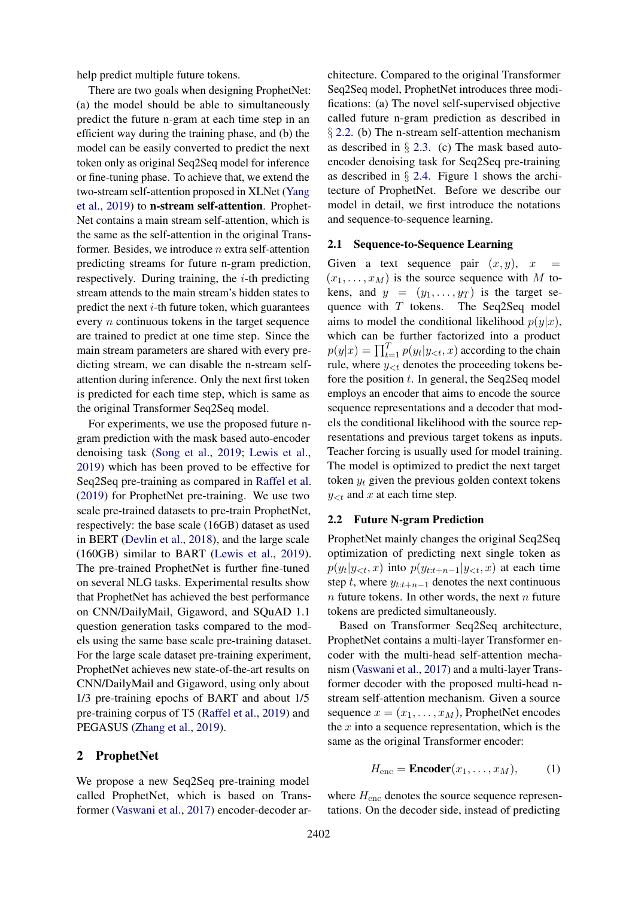help predict multiple future tokens.

There are two goals when designing ProphetNet: (a) the model should be able to simultaneously predict the future n-gram at each time step in an efficient way during the training phase, and (b) the model can be easily converted to predict the next token only as original Seq2Seq model for inference or fine-tuning phase. To achieve that, we extend the two-stream self-attention proposed in XLNet (Yang et al., 2019) to **n-stream self-attention**. ProphetNet contains a main stream self-attention, which is the same as the self-attention in the original Transformer. Besides, we introduce $n$ extra self-attention predicting streams for future n-gram prediction, respectively. During training, the $i$-th predicting stream attends to the main stream's hidden states to predict the next $i$-th future token, which guarantees every $n$ continuous tokens in the target sequence are trained to predict at one time step. Since the main stream parameters are shared with every predicting stream, we can disable the n-stream self-attention during inference. Only the next first token is predicted for each time step, which is same as the original Transformer Seq2Seq model.

For experiments, we use the proposed future n-gram prediction with the mask based auto-encoder denoising task (Song et al., 2019; Lewis et al., 2019) which has been proved to be effective for Seq2Seq pre-training as compared in Raffel et al. (2019) for ProphetNet pre-training. We use two scale pre-trained datasets to pre-train ProphetNet, respectively: the base scale (16GB) dataset as used in BERT (Devlin et al., 2018), and the large scale (160GB) similar to BART (Lewis et al., 2019). The pre-trained ProphetNet is further fine-tuned on several NLG tasks. Experimental results show that ProphetNet has achieved the best performance on CNN/DailyMail, Gigaword, and SQuAD 1.1 question generation tasks compared to the models using the same base scale pre-training dataset. For the large scale dataset pre-training experiment, ProphetNet achieves new state-of-the-art results on CNN/DailyMail and Gigaword, using only about 1/3 pre-training epochs of BART and about 1/5 pre-training corpus of T5 (Raffel et al., 2019) and PEGASUS (Zhang et al., 2019).

## 2 ProphetNet

We propose a new Seq2Seq pre-training model called ProphetNet, which is based on Transformer (Vaswani et al., 2017) encoder-decoder architecture. Compared to the original Transformer Seq2Seq model, ProphetNet introduces three modifications: (a) The novel self-supervised objective called future n-gram prediction as described in § 2.2. (b) The n-stream self-attention mechanism as described in § 2.3. (c) The mask based auto-encoder denoising task for Seq2Seq pre-training as described in § 2.4. Figure 1 shows the architecture of ProphetNet. Before we describe our model in detail, we first introduce the notations and sequence-to-sequence learning.

### 2.1 Sequence-to-Sequence Learning

Given a text sequence pair $(x, y)$, $x = (x_1, \ldots, x_M)$ is the source sequence with $M$ tokens, and $y = (y_1, \ldots, y_T)$ is the target sequence with $T$ tokens. The Seq2Seq model aims to model the conditional likelihood $p(y|x)$, which can be further factorized into a product $p(y|x) = \prod_{t=1}^{T} p(y_t|y_{<t}, x)$ according to the chain rule, where $y_{<t}$ denotes the proceeding tokens before the position $t$. In general, the Seq2Seq model employs an encoder that aims to encode the source sequence representations and a decoder that models the conditional likelihood with the source representations and previous target tokens as inputs. Teacher forcing is usually used for model training. The model is optimized to predict the next target token $y_t$ given the previous golden context tokens $y_{<t}$ and $x$ at each time step.

### 2.2 Future N-gram Prediction

ProphetNet mainly changes the original Seq2Seq optimization of predicting next single token as $p(y_t|y_{<t}, x)$ into $p(y_{t:t+n-1}|y_{<t}, x)$ at each time step $t$, where $y_{t:t+n-1}$ denotes the next continuous $n$ future tokens. In other words, the next $n$ future tokens are predicted simultaneously.

Based on Transformer Seq2Seq architecture, ProphetNet contains a multi-layer Transformer encoder with the multi-head self-attention mechanism (Vaswani et al., 2017) and a multi-layer Transformer decoder with the proposed multi-head n-stream self-attention mechanism. Given a source sequence $x = (x_1, \ldots, x_M)$, ProphetNet encodes the $x$ into a sequence representation, which is the same as the original Transformer encoder:

$$H_{\text{enc}} = \textbf{Encoder}(x_1, \ldots, x_M), \tag{1}$$

where $H_{\text{enc}}$ denotes the source sequence representations. On the decoder side, instead of predicting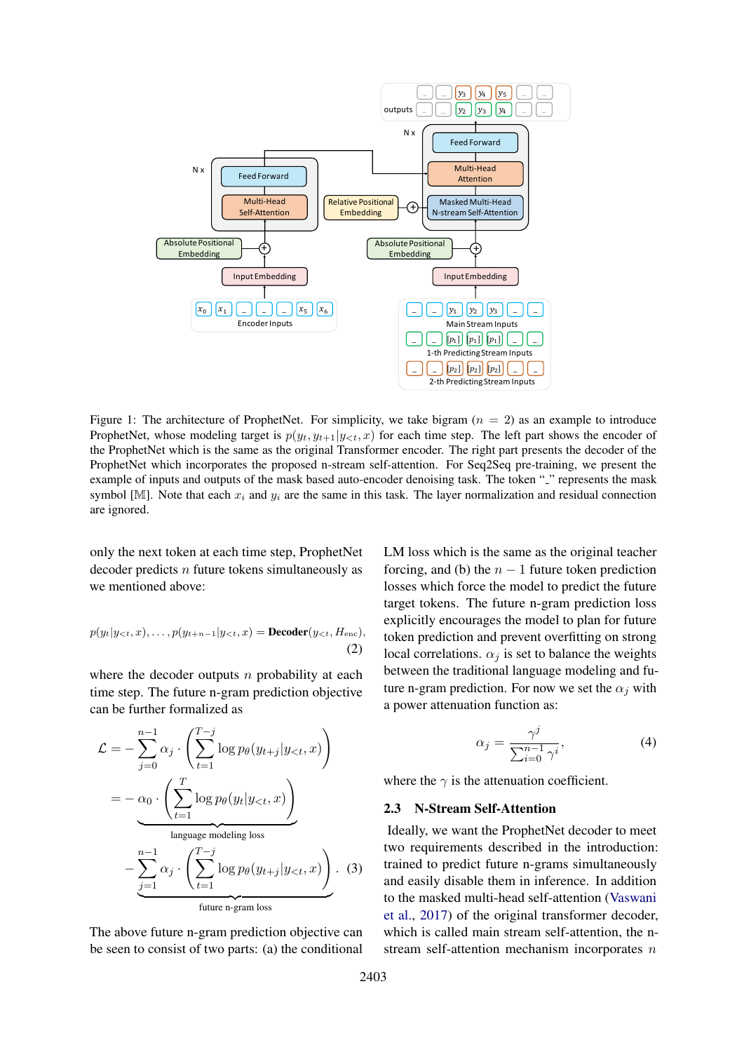Figure 1: The architecture of ProphetNet. For simplicity, we take bigram ($n = 2$) as an example to introduce ProphetNet, whose modeling target is $p(y_t, y_{t+1}|y_{<t}, x)$ for each time step. The left part shows the encoder of the ProphetNet which is the same as the original Transformer encoder. The right part presents the decoder of the ProphetNet which incorporates the proposed n-stream self-attention. For Seq2Seq pre-training, we present the example of inputs and outputs of the mask based auto-encoder denoising task. The token "_" represents the mask symbol [$\mathbb{M}$]. Note that each $x_i$ and $y_i$ are the same in this task. The layer normalization and residual connection are ignored.

only the next token at each time step, ProphetNet decoder predicts $n$ future tokens simultaneously as we mentioned above:

$$p(y_t|y_{<t}, x), \ldots, p(y_{t+n-1}|y_{<t}, x) = \textbf{Decoder}(y_{<t}, H_{\text{enc}}), \tag{2}$$

where the decoder outputs $n$ probability at each time step. The future n-gram prediction objective can be further formalized as

$$\begin{aligned}
\mathcal{L} &= -\sum_{j=0}^{n-1} \alpha_j \cdot \left( \sum_{t=1}^{T-j} \log p_\theta(y_{t+j}|y_{<t}, x) \right) \\
&= -\underbrace{\alpha_0 \cdot \left( \sum_{t=1}^{T} \log p_\theta(y_t|y_{<t}, x) \right)}_{\text{language modeling loss}} \\
&\quad -\underbrace{\sum_{j=1}^{n-1} \alpha_j \cdot \left( \sum_{t=1}^{T-j} \log p_\theta(y_{t+j}|y_{<t}, x) \right)}_{\text{future n-gram loss}}. \quad (3)
\end{aligned}$$

The above future n-gram prediction objective can be seen to consist of two parts: (a) the conditional LM loss which is the same as the original teacher forcing, and (b) the $n - 1$ future token prediction losses which force the model to predict the future target tokens. The future n-gram prediction loss explicitly encourages the model to plan for future token prediction and prevent overfitting on strong local correlations. $\alpha_j$ is set to balance the weights between the traditional language modeling and future n-gram prediction. For now we set the $\alpha_j$ with a power attenuation function as:

$$\alpha_j = \frac{\gamma^j}{\sum_{i=0}^{n-1} \gamma^i}, \tag{4}$$

where the $\gamma$ is the attenuation coefficient.

### 2.3 N-Stream Self-Attention

Ideally, we want the ProphetNet decoder to meet two requirements described in the introduction: trained to predict future n-grams simultaneously and easily disable them in inference. In addition to the masked multi-head self-attention (Vaswani et al., 2017) of the original transformer decoder, which is called main stream self-attention, the n-stream self-attention mechanism incorporates $n$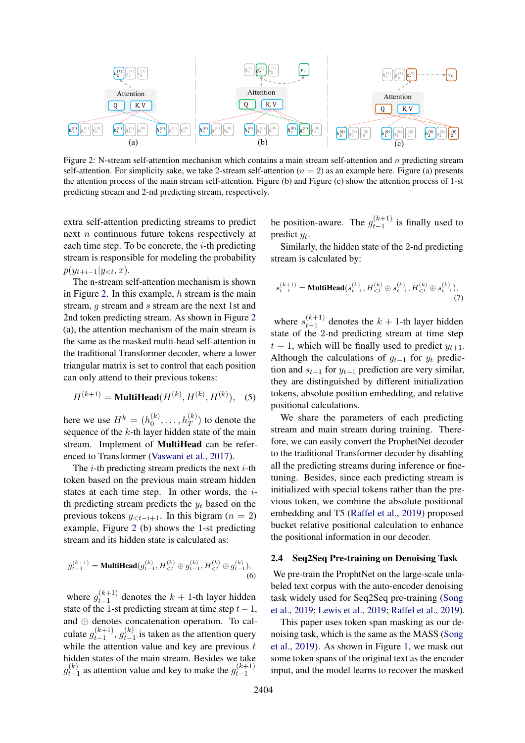Figure 2: N-stream self-attention mechanism which contains a main stream self-attention and $n$ predicting stream self-attention. For simplicity sake, we take 2-stream self-attention ($n = 2$) as an example here. Figure (a) presents the attention process of the main stream self-attention. Figure (b) and Figure (c) show the attention process of 1-st predicting stream and 2-nd predicting stream, respectively.

extra self-attention predicting streams to predict next $n$ continuous future tokens respectively at each time step. To be concrete, the $i$-th predicting stream is responsible for modeling the probability $p(y_{t+i-1}|y_{<t}, x)$.

The n-stream self-attention mechanism is shown in Figure 2. In this example, $h$ stream is the main stream, $g$ stream and $s$ stream are the next 1st and 2nd token predicting stream. As shown in Figure 2 (a), the attention mechanism of the main stream is the same as the masked multi-head self-attention in the traditional Transformer decoder, where a lower triangular matrix is set to control that each position can only attend to their previous tokens:

$$H^{(k+1)} = \textbf{MultiHead}(H^{(k)}, H^{(k)}, H^{(k)}), \quad (5)$$

here we use $H^k = (h_0^{(k)}, \dots, h_T^{(k)})$ to denote the sequence of the $k$-th layer hidden state of the main stream. Implement of **MultiHead** can be referenced to Transformer (Vaswani et al., 2017).

The $i$-th predicting stream predicts the next $i$-th token based on the previous main stream hidden states at each time step. In other words, the $i$-th predicting stream predicts the $y_t$ based on the previous tokens $y_{<t-i+1}$. In this bigram ($n = 2$) example, Figure 2 (b) shows the 1-st predicting stream and its hidden state is calculated as:

$$g_{t-1}^{(k+1)} = \textbf{MultiHead}(g_{t-1}^{(k)}, H_{<t}^{(k)} \oplus g_{t-1}^{(k)}, H_{<t}^{(k)} \oplus g_{t-1}^{(k)}), \quad (6)$$

where $g_{t-1}^{(k+1)}$ denotes the $k+1$-th layer hidden state of the 1-st predicting stream at time step $t-1$, and $\oplus$ denotes concatenation operation. To calculate $g_{t-1}^{(k+1)}$, $g_{t-1}^{(k)}$ is taken as the attention query while the attention value and key are previous $t$ hidden states of the main stream. Besides we take $g_{t-1}^{(k)}$ as attention value and key to make the $g_{t-1}^{(k+1)}$ be position-aware. The $g_{t-1}^{(k+1)}$ is finally used to predict $y_t$.

Similarly, the hidden state of the 2-nd predicting stream is calculated by:

$$s_{t-1}^{(k+1)} = \textbf{MultiHead}(s_{t-1}^{(k)}, H_{<t}^{(k)} \oplus s_{t-1}^{(k)}, H_{<t}^{(k)} \oplus s_{t-1}^{(k)}), \quad (7)$$

where $s_{t-1}^{(k+1)}$ denotes the $k+1$-th layer hidden state of the 2-nd predicting stream at time step $t-1$, which will be finally used to predict $y_{t+1}$. Although the calculations of $g_{t-1}$ for $y_t$ prediction and $s_{t-1}$ for $y_{t+1}$ prediction are very similar, they are distinguished by different initialization tokens, absolute position embedding, and relative positional calculations.

We share the parameters of each predicting stream and main stream during training. Therefore, we can easily convert the ProphetNet decoder to the traditional Transformer decoder by disabling all the predicting streams during inference or fine-tuning. Besides, since each predicting stream is initialized with special tokens rather than the previous token, we combine the absolute positional embedding and T5 (Raffel et al., 2019) proposed bucket relative positional calculation to enhance the positional information in our decoder.

## 2.4 Seq2Seq Pre-training on Denoising Task

We pre-train the ProphtNet on the large-scale unlabeled text corpus with the auto-encoder denoising task widely used for Seq2Seq pre-training (Song et al., 2019; Lewis et al., 2019; Raffel et al., 2019). This paper uses token span masking as our denoising task, which is the same as the MASS (Song et al., 2019). As shown in Figure 1, we mask out some token spans of the original text as the encoder input, and the model learns to recover the masked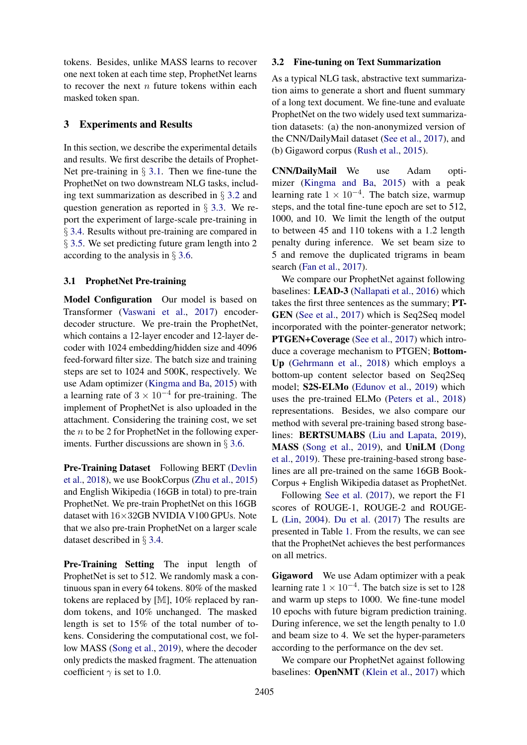tokens. Besides, unlike MASS learns to recover one next token at each time step, ProphetNet learns to recover the next $n$ future tokens within each masked token span.

## 3 Experiments and Results

In this section, we describe the experimental details and results. We first describe the details of ProphetNet pre-training in § 3.1. Then we fine-tune the ProphetNet on two downstream NLG tasks, including text summarization as described in § 3.2 and question generation as reported in § 3.3. We report the experiment of large-scale pre-training in § 3.4. Results without pre-training are compared in § 3.5. We set predicting future gram length into 2 according to the analysis in § 3.6.

### 3.1 ProphetNet Pre-training

**Model Configuration** Our model is based on Transformer (Vaswani et al., 2017) encoder-decoder structure. We pre-train the ProphetNet, which contains a 12-layer encoder and 12-layer decoder with 1024 embedding/hidden size and 4096 feed-forward filter size. The batch size and training steps are set to 1024 and 500K, respectively. We use Adam optimizer (Kingma and Ba, 2015) with a learning rate of $3 \times 10^{-4}$ for pre-training. The implement of ProphetNet is also uploaded in the attachment. Considering the training cost, we set the $n$ to be 2 for ProphetNet in the following experiments. Further discussions are shown in § 3.6.

**Pre-Training Dataset** Following BERT (Devlin et al., 2018), we use BookCorpus (Zhu et al., 2015) and English Wikipedia (16GB in total) to pre-train ProphetNet. We pre-train ProphetNet on this 16GB dataset with 16×32GB NVIDIA V100 GPUs. Note that we also pre-train ProphetNet on a larger scale dataset described in § 3.4.

**Pre-Training Setting** The input length of ProphetNet is set to 512. We randomly mask a continuous span in every 64 tokens. 80% of the masked tokens are replaced by [$\mathbb{M}$], 10% replaced by random tokens, and 10% unchanged. The masked length is set to 15% of the total number of tokens. Considering the computational cost, we follow MASS (Song et al., 2019), where the decoder only predicts the masked fragment. The attenuation coefficient $\gamma$ is set to 1.0.

### 3.2 Fine-tuning on Text Summarization

As a typical NLG task, abstractive text summarization aims to generate a short and fluent summary of a long text document. We fine-tune and evaluate ProphetNet on the two widely used text summarization datasets: (a) the non-anonymized version of the CNN/DailyMail dataset (See et al., 2017), and (b) Gigaword corpus (Rush et al., 2015).

**CNN/DailyMail** We use Adam optimizer (Kingma and Ba, 2015) with a peak learning rate $1 \times 10^{-4}$. The batch size, warmup steps, and the total fine-tune epoch are set to 512, 1000, and 10. We limit the length of the output to between 45 and 110 tokens with a 1.2 length penalty during inference. We set beam size to 5 and remove the duplicated trigrams in beam search (Fan et al., 2017).

We compare our ProphetNet against following baselines: **LEAD-3** (Nallapati et al., 2016) which takes the first three sentences as the summary; **PTGEN** (See et al., 2017) which is Seq2Seq model incorporated with the pointer-generator network; **PTGEN+Coverage** (See et al., 2017) which introduce a coverage mechanism to PTGEN; **Bottom-Up** (Gehrmann et al., 2018) which employs a bottom-up content selector based on Seq2Seq model; **S2S-ELMo** (Edunov et al., 2019) which uses the pre-trained ELMo (Peters et al., 2018) representations. Besides, we also compare our method with several pre-training based strong baselines: **BERTSUMABS** (Liu and Lapata, 2019), **MASS** (Song et al., 2019), and **UniLM** (Dong et al., 2019). These pre-training-based strong baselines are all pre-trained on the same 16GB BookCorpus + English Wikipedia dataset as ProphetNet.

Following See et al. (2017), we report the F1 scores of ROUGE-1, ROUGE-2 and ROUGE-L (Lin, 2004). Du et al. (2017) The results are presented in Table 1. From the results, we can see that the ProphetNet achieves the best performances on all metrics.

**Gigaword** We use Adam optimizer with a peak learning rate $1 \times 10^{-4}$. The batch size is set to 128 and warm up steps to 1000. We fine-tune model 10 epochs with future bigram prediction training. During inference, we set the length penalty to 1.0 and beam size to 4. We set the hyper-parameters according to the performance on the dev set.

We compare our ProphetNet against following baselines: **OpenNMT** (Klein et al., 2017) which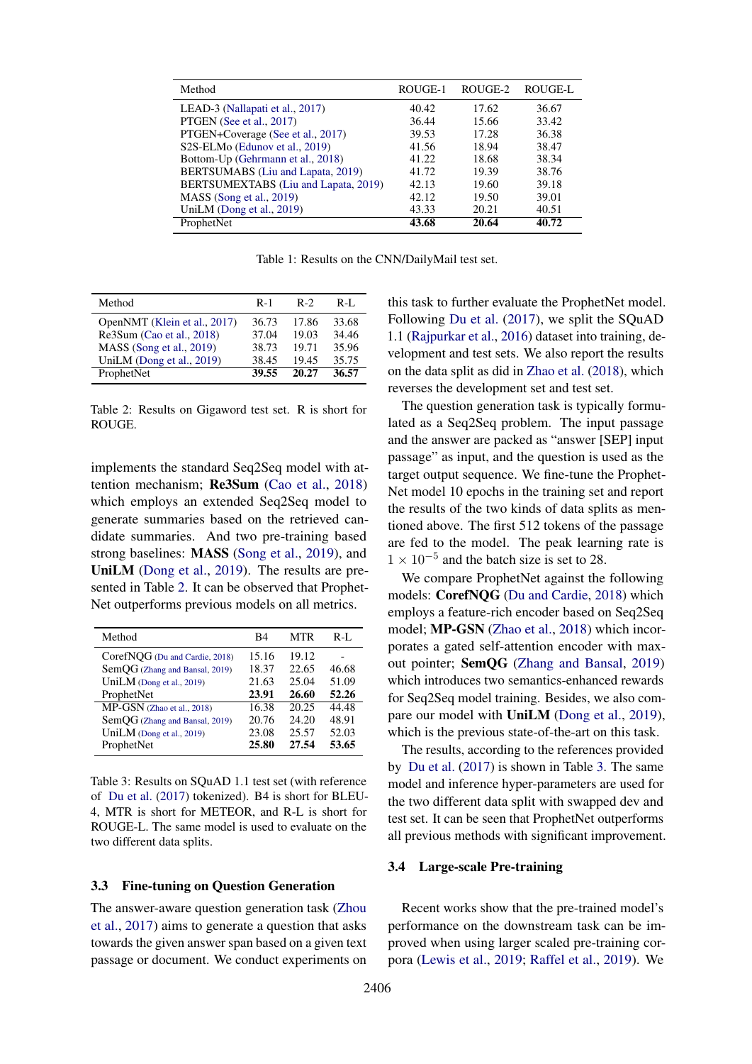| Method | ROUGE-1 | ROUGE-2 | ROUGE-L |
|---|---|---|---|
| LEAD-3 (Nallapati et al., 2017) | 40.42 | 17.62 | 36.67 |
| PTGEN (See et al., 2017) | 36.44 | 15.66 | 33.42 |
| PTGEN+Coverage (See et al., 2017) | 39.53 | 17.28 | 36.38 |
| S2S-ELMo (Edunov et al., 2019) | 41.56 | 18.94 | 38.47 |
| Bottom-Up (Gehrmann et al., 2018) | 41.22 | 18.68 | 38.34 |
| BERTSUMABS (Liu and Lapata, 2019) | 41.72 | 19.39 | 38.76 |
| BERTSUMEXTABS (Liu and Lapata, 2019) | 42.13 | 19.60 | 39.18 |
| MASS (Song et al., 2019) | 42.12 | 19.50 | 39.01 |
| UniLM (Dong et al., 2019) | 43.33 | 20.21 | 40.51 |
| ProphetNet | **43.68** | **20.64** | **40.72** |

Table 1: Results on the CNN/DailyMail test set.

| Method | R-1 | R-2 | R-L |
|---|---|---|---|
| OpenNMT (Klein et al., 2017) | 36.73 | 17.86 | 33.68 |
| Re3Sum (Cao et al., 2018) | 37.04 | 19.03 | 34.46 |
| MASS (Song et al., 2019) | 38.73 | 19.71 | 35.96 |
| UniLM (Dong et al., 2019) | 38.45 | 19.45 | 35.75 |
| ProphetNet | **39.55** | **20.27** | **36.57** |

Table 2: Results on Gigaword test set. R is short for ROUGE.

implements the standard Seq2Seq model with attention mechanism; **Re3Sum** (Cao et al., 2018) which employs an extended Seq2Seq model to generate summaries based on the retrieved candidate summaries. And two pre-training based strong baselines: **MASS** (Song et al., 2019), and **UniLM** (Dong et al., 2019). The results are presented in Table 2. It can be observed that ProphetNet outperforms previous models on all metrics.

| Method | B4 | MTR | R-L |
|---|---|---|---|
| CorefNQG (Du and Cardie, 2018) | 15.16 | 19.12 | - |
| SemQG (Zhang and Bansal, 2019) | 18.37 | 22.65 | 46.68 |
| UniLM (Dong et al., 2019) | 21.63 | 25.04 | 51.09 |
| ProphetNet | **23.91** | **26.60** | **52.26** |
| MP-GSN (Zhao et al., 2018) | 16.38 | 20.25 | 44.48 |
| SemQG (Zhang and Bansal, 2019) | 20.76 | 24.20 | 48.91 |
| UniLM (Dong et al., 2019) | 23.08 | 25.57 | 52.03 |
| ProphetNet | **25.80** | **27.54** | **53.65** |

Table 3: Results on SQuAD 1.1 test set (with reference of Du et al. (2017) tokenized). B4 is short for BLEU-4, MTR is short for METEOR, and R-L is short for ROUGE-L. The same model is used to evaluate on the two different data splits.

### 3.3 Fine-tuning on Question Generation

The answer-aware question generation task (Zhou et al., 2017) aims to generate a question that asks towards the given answer span based on a given text passage or document. We conduct experiments on this task to further evaluate the ProphetNet model. Following Du et al. (2017), we split the SQuAD 1.1 (Rajpurkar et al., 2016) dataset into training, development and test sets. We also report the results on the data split as did in Zhao et al. (2018), which reverses the development set and test set.

The question generation task is typically formulated as a Seq2Seq problem. The input passage and the answer are packed as "answer [SEP] input passage" as input, and the question is used as the target output sequence. We fine-tune the ProphetNet model 10 epochs in the training set and report the results of the two kinds of data splits as mentioned above. The first 512 tokens of the passage are fed to the model. The peak learning rate is $1 \times 10^{-5}$ and the batch size is set to 28.

We compare ProphetNet against the following models: **CorefNQG** (Du and Cardie, 2018) which employs a feature-rich encoder based on Seq2Seq model; **MP-GSN** (Zhao et al., 2018) which incorporates a gated self-attention encoder with maxout pointer; **SemQG** (Zhang and Bansal, 2019) which introduces two semantics-enhanced rewards for Seq2Seq model training. Besides, we also compare our model with **UniLM** (Dong et al., 2019), which is the previous state-of-the-art on this task.

The results, according to the references provided by Du et al. (2017) is shown in Table 3. The same model and inference hyper-parameters are used for the two different data split with swapped dev and test set. It can be seen that ProphetNet outperforms all previous methods with significant improvement.

### 3.4 Large-scale Pre-training

Recent works show that the pre-trained model's performance on the downstream task can be improved when using larger scaled pre-training corpora (Lewis et al., 2019; Raffel et al., 2019). We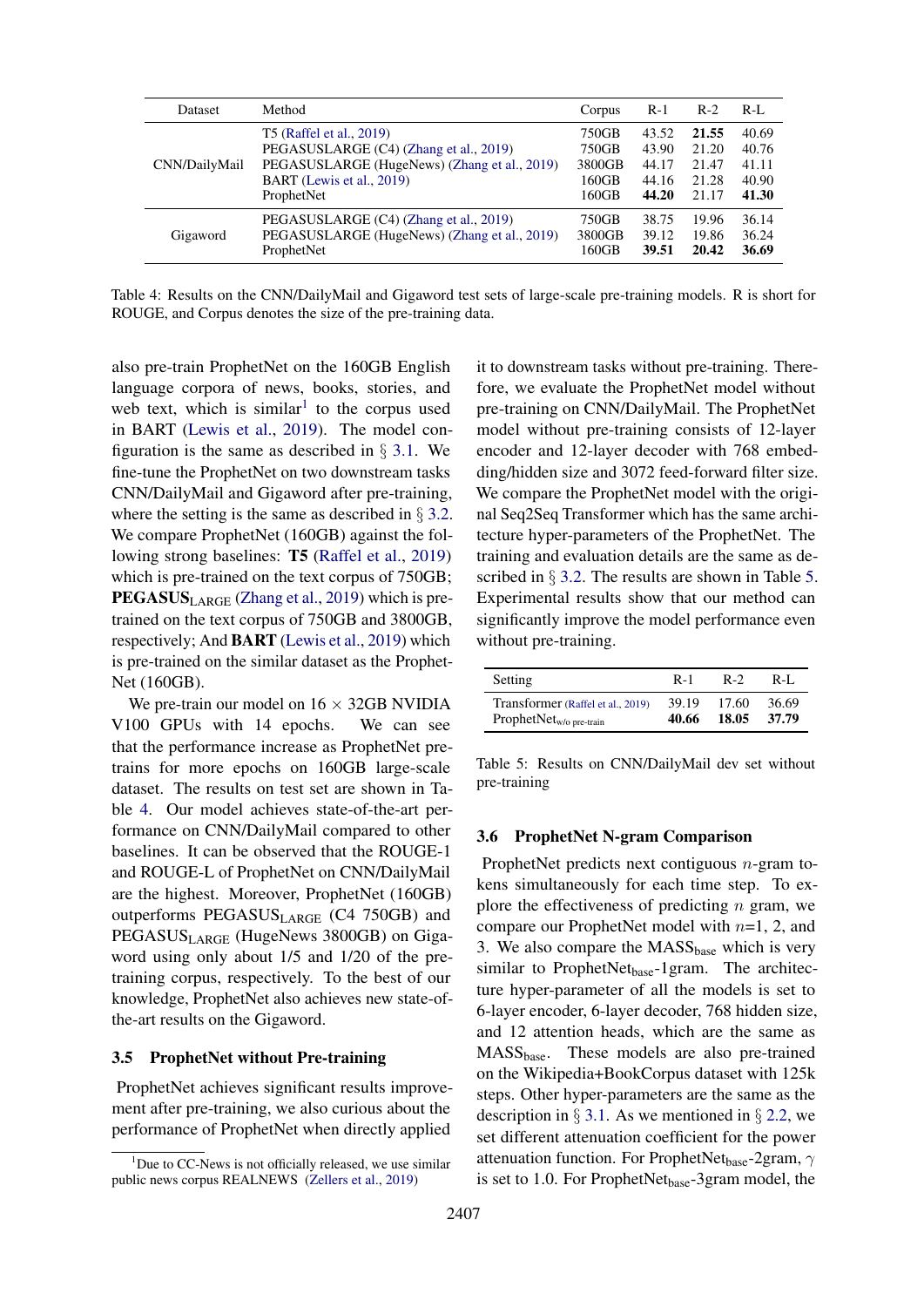| Dataset | Method | Corpus | R-1 | R-2 | R-L |
|---|---|---|---|---|---|
| CNN/DailyMail | T5 (Raffel et al., 2019) | 750GB | 43.52 | **21.55** | 40.69 |
| | PEGASUSLARGE (C4) (Zhang et al., 2019) | 750GB | 43.90 | 21.20 | 40.76 |
| | PEGASUSLARGE (HugeNews) (Zhang et al., 2019) | 3800GB | 44.17 | 21.47 | 41.11 |
| | BART (Lewis et al., 2019) | 160GB | 44.16 | 21.28 | 40.90 |
| | ProphetNet | 160GB | **44.20** | 21.17 | **41.30** |
| Gigaword | PEGASUSLARGE (C4) (Zhang et al., 2019) | 750GB | 38.75 | 19.96 | 36.14 |
| | PEGASUSLARGE (HugeNews) (Zhang et al., 2019) | 3800GB | 39.12 | 19.86 | 36.24 |
| | ProphetNet | 160GB | **39.51** | **20.42** | **36.69** |

Table 4: Results on the CNN/DailyMail and Gigaword test sets of large-scale pre-training models. R is short for ROUGE, and Corpus denotes the size of the pre-training data.

also pre-train ProphetNet on the 160GB English language corpora of news, books, stories, and web text, which is similar[1] to the corpus used in BART (Lewis et al., 2019). The model configuration is the same as described in § 3.1. We fine-tune the ProphetNet on two downstream tasks CNN/DailyMail and Gigaword after pre-training, where the setting is the same as described in § 3.2. We compare ProphetNet (160GB) against the following strong baselines: **T5** (Raffel et al., 2019) which is pre-trained on the text corpus of 750GB; **PEGASUS**$_{\text{LARGE}}$ (Zhang et al., 2019) which is pre-trained on the text corpus of 750GB and 3800GB, respectively; And **BART** (Lewis et al., 2019) which is pre-trained on the similar dataset as the ProphetNet (160GB).

We pre-train our model on 16 $\times$ 32GB NVIDIA V100 GPUs with 14 epochs. We can see that the performance increase as ProphetNet pretrains for more epochs on 160GB large-scale dataset. The results on test set are shown in Table 4. Our model achieves state-of-the-art performance on CNN/DailyMail compared to other baselines. It can be observed that the ROUGE-1 and ROUGE-L of ProphetNet on CNN/DailyMail are the highest. Moreover, ProphetNet (160GB) outperforms PEGASUS$_{\text{LARGE}}$ (C4 750GB) and PEGASUS$_{\text{LARGE}}$ (HugeNews 3800GB) on Gigaword using only about 1/5 and 1/20 of the pretraining corpus, respectively. To the best of our knowledge, ProphetNet also achieves new state-of-the-art results on the Gigaword.

### 3.5 ProphetNet without Pre-training

ProphetNet achieves significant results improvement after pre-training, we also curious about the performance of ProphetNet when directly applied it to downstream tasks without pre-training. Therefore, we evaluate the ProphetNet model without pre-training on CNN/DailyMail. The ProphetNet model without pre-training consists of 12-layer encoder and 12-layer decoder with 768 embedding/hidden size and 3072 feed-forward filter size. We compare the ProphetNet model with the original Seq2Seq Transformer which has the same architecture hyper-parameters of the ProphetNet. The training and evaluation details are the same as described in § 3.2. The results are shown in Table 5. Experimental results show that our method can significantly improve the model performance even without pre-training.

| Setting | R-1 | R-2 | R-L |
|---|---|---|---|
| Transformer (Raffel et al., 2019) | 39.19 | 17.60 | 36.69 |
| ProphetNet$_{\text{w/o pre-train}}$ | **40.66** | **18.05** | **37.79** |

Table 5: Results on CNN/DailyMail dev set without pre-training

### 3.6 ProphetNet N-gram Comparison

ProphetNet predicts next contiguous $n$-gram tokens simultaneously for each time step. To explore the effectiveness of predicting $n$ gram, we compare our ProphetNet model with $n$=1, 2, and 3. We also compare the MASS$_{\text{base}}$ which is very similar to ProphetNet$_{\text{base}}$-1gram. The architecture hyper-parameter of all the models is set to 6-layer encoder, 6-layer decoder, 768 hidden size, and 12 attention heads, which are the same as MASS$_{\text{base}}$. These models are also pre-trained on the Wikipedia+BookCorpus dataset with 125k steps. Other hyper-parameters are the same as the description in § 3.1. As we mentioned in § 2.2, we set different attenuation coefficient for the power attenuation function. For ProphetNet$_{\text{base}}$-2gram, $\gamma$ is set to 1.0. For ProphetNet$_{\text{base}}$-3gram model, the

[1] Due to CC-News is not officially released, we use similar public news corpus REALNEWS (Zellers et al., 2019)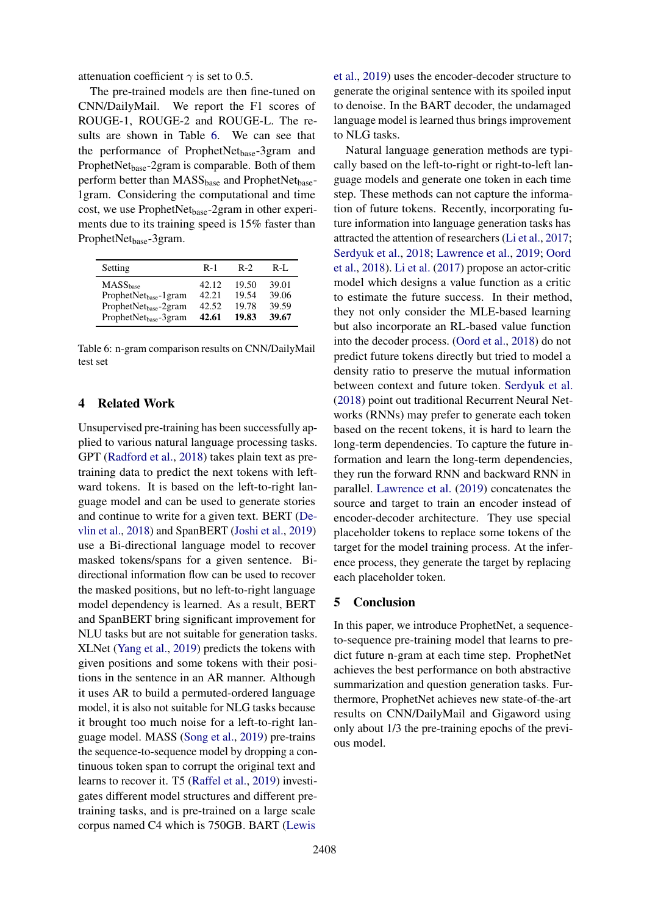attenuation coefficient $\gamma$ is set to 0.5.

The pre-trained models are then fine-tuned on CNN/DailyMail. We report the F1 scores of ROUGE-1, ROUGE-2 and ROUGE-L. The results are shown in Table 6. We can see that the performance of ProphetNet$_{\text{base}}$-3gram and ProphetNet$_{\text{base}}$-2gram is comparable. Both of them perform better than MASS$_{\text{base}}$ and ProphetNet$_{\text{base}}$-1gram. Considering the computational and time cost, we use ProphetNet$_{\text{base}}$-2gram in other experiments due to its training speed is 15% faster than ProphetNet$_{\text{base}}$-3gram.

| Setting | R-1 | R-2 | R-L |
|---|---|---|---|
| MASS$_{\text{base}}$ | 42.12 | 19.50 | 39.01 |
| ProphetNet$_{\text{base}}$-1gram | 42.21 | 19.54 | 39.06 |
| ProphetNet$_{\text{base}}$-2gram | 42.52 | 19.78 | 39.59 |
| ProphetNet$_{\text{base}}$-3gram | **42.61** | **19.83** | **39.67** |

Table 6: n-gram comparison results on CNN/DailyMail test set

## 4 Related Work

Unsupervised pre-training has been successfully applied to various natural language processing tasks. GPT (Radford et al., 2018) takes plain text as pre-training data to predict the next tokens with leftward tokens. It is based on the left-to-right language model and can be used to generate stories and continue to write for a given text. BERT (Devlin et al., 2018) and SpanBERT (Joshi et al., 2019) use a Bi-directional language model to recover masked tokens/spans for a given sentence. Bi-directional information flow can be used to recover the masked positions, but no left-to-right language model dependency is learned. As a result, BERT and SpanBERT bring significant improvement for NLU tasks but are not suitable for generation tasks. XLNet (Yang et al., 2019) predicts the tokens with given positions and some tokens with their positions in the sentence in an AR manner. Although it uses AR to build a permuted-ordered language model, it is also not suitable for NLG tasks because it brought too much noise for a left-to-right language model. MASS (Song et al., 2019) pre-trains the sequence-to-sequence model by dropping a continuous token span to corrupt the original text and learns to recover it. T5 (Raffel et al., 2019) investigates different model structures and different pre-training tasks, and is pre-trained on a large scale corpus named C4 which is 750GB. BART (Lewis et al., 2019) uses the encoder-decoder structure to generate the original sentence with its spoiled input to denoise. In the BART decoder, the undamaged language model is learned thus brings improvement to NLG tasks.

Natural language generation methods are typically based on the left-to-right or right-to-left language models and generate one token in each time step. These methods can not capture the information of future tokens. Recently, incorporating future information into language generation tasks has attracted the attention of researchers (Li et al., 2017; Serdyuk et al., 2018; Lawrence et al., 2019; Oord et al., 2018). Li et al. (2017) propose an actor-critic model which designs a value function as a critic to estimate the future success. In their method, they not only consider the MLE-based learning but also incorporate an RL-based value function into the decoder process. (Oord et al., 2018) do not predict future tokens directly but tried to model a density ratio to preserve the mutual information between context and future token. Serdyuk et al. (2018) point out traditional Recurrent Neural Networks (RNNs) may prefer to generate each token based on the recent tokens, it is hard to learn the long-term dependencies. To capture the future information and learn the long-term dependencies, they run the forward RNN and backward RNN in parallel. Lawrence et al. (2019) concatenates the source and target to train an encoder instead of encoder-decoder architecture. They use special placeholder tokens to replace some tokens of the target for the model training process. At the inference process, they generate the target by replacing each placeholder token.

## 5 Conclusion

In this paper, we introduce ProphetNet, a sequence-to-sequence pre-training model that learns to predict future n-gram at each time step. ProphetNet achieves the best performance on both abstractive summarization and question generation tasks. Furthermore, ProphetNet achieves new state-of-the-art results on CNN/DailyMail and Gigaword using only about 1/3 the pre-training epochs of the previous model.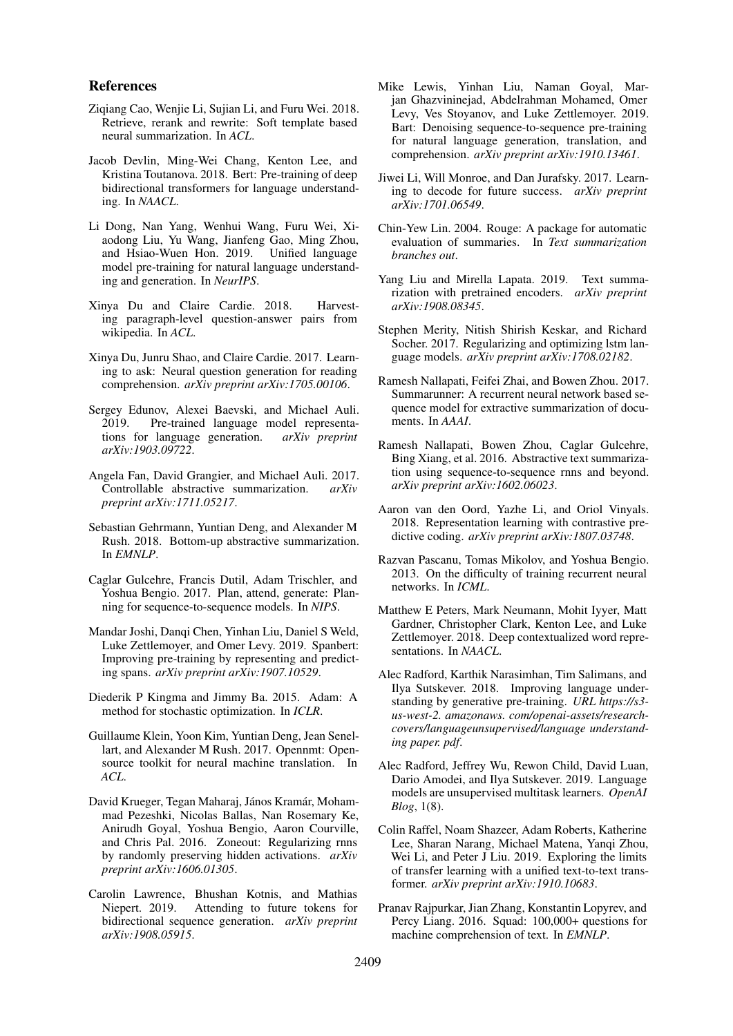## References

Ziqiang Cao, Wenjie Li, Sujian Li, and Furu Wei. 2018. Retrieve, rerank and rewrite: Soft template based neural summarization. In *ACL*.

Jacob Devlin, Ming-Wei Chang, Kenton Lee, and Kristina Toutanova. 2018. Bert: Pre-training of deep bidirectional transformers for language understanding. In *NAACL*.

Li Dong, Nan Yang, Wenhui Wang, Furu Wei, Xiaodong Liu, Yu Wang, Jianfeng Gao, Ming Zhou, and Hsiao-Wuen Hon. 2019. Unified language model pre-training for natural language understanding and generation. In *NeurIPS*.

Xinya Du and Claire Cardie. 2018. Harvesting paragraph-level question-answer pairs from wikipedia. In *ACL*.

Xinya Du, Junru Shao, and Claire Cardie. 2017. Learning to ask: Neural question generation for reading comprehension. *arXiv preprint arXiv:1705.00106*.

Sergey Edunov, Alexei Baevski, and Michael Auli. 2019. Pre-trained language model representations for language generation. *arXiv preprint arXiv:1903.09722*.

Angela Fan, David Grangier, and Michael Auli. 2017. Controllable abstractive summarization. *arXiv preprint arXiv:1711.05217*.

Sebastian Gehrmann, Yuntian Deng, and Alexander M Rush. 2018. Bottom-up abstractive summarization. In *EMNLP*.

Caglar Gulcehre, Francis Dutil, Adam Trischler, and Yoshua Bengio. 2017. Plan, attend, generate: Planning for sequence-to-sequence models. In *NIPS*.

Mandar Joshi, Danqi Chen, Yinhan Liu, Daniel S Weld, Luke Zettlemoyer, and Omer Levy. 2019. Spanbert: Improving pre-training by representing and predicting spans. *arXiv preprint arXiv:1907.10529*.

Diederik P Kingma and Jimmy Ba. 2015. Adam: A method for stochastic optimization. In *ICLR*.

Guillaume Klein, Yoon Kim, Yuntian Deng, Jean Senellart, and Alexander M Rush. 2017. Opennmt: Open-source toolkit for neural machine translation. In *ACL*.

David Krueger, Tegan Maharaj, János Kramár, Mohammad Pezeshki, Nicolas Ballas, Nan Rosemary Ke, Anirudh Goyal, Yoshua Bengio, Aaron Courville, and Chris Pal. 2016. Zoneout: Regularizing rnns by randomly preserving hidden activations. *arXiv preprint arXiv:1606.01305*.

Carolin Lawrence, Bhushan Kotnis, and Mathias Niepert. 2019. Attending to future tokens for bidirectional sequence generation. *arXiv preprint arXiv:1908.05915*.

Mike Lewis, Yinhan Liu, Naman Goyal, Marjan Ghazvininejad, Abdelrahman Mohamed, Omer Levy, Ves Stoyanov, and Luke Zettlemoyer. 2019. Bart: Denoising sequence-to-sequence pre-training for natural language generation, translation, and comprehension. *arXiv preprint arXiv:1910.13461*.

Jiwei Li, Will Monroe, and Dan Jurafsky. 2017. Learning to decode for future success. *arXiv preprint arXiv:1701.06549*.

Chin-Yew Lin. 2004. Rouge: A package for automatic evaluation of summaries. In *Text summarization branches out*.

Yang Liu and Mirella Lapata. 2019. Text summarization with pretrained encoders. *arXiv preprint arXiv:1908.08345*.

Stephen Merity, Nitish Shirish Keskar, and Richard Socher. 2017. Regularizing and optimizing lstm language models. *arXiv preprint arXiv:1708.02182*.

Ramesh Nallapati, Feifei Zhai, and Bowen Zhou. 2017. Summarunner: A recurrent neural network based sequence model for extractive summarization of documents. In *AAAI*.

Ramesh Nallapati, Bowen Zhou, Caglar Gulcehre, Bing Xiang, et al. 2016. Abstractive text summarization using sequence-to-sequence rnns and beyond. *arXiv preprint arXiv:1602.06023*.

Aaron van den Oord, Yazhe Li, and Oriol Vinyals. 2018. Representation learning with contrastive predictive coding. *arXiv preprint arXiv:1807.03748*.

Razvan Pascanu, Tomas Mikolov, and Yoshua Bengio. 2013. On the difficulty of training recurrent neural networks. In *ICML*.

Matthew E Peters, Mark Neumann, Mohit Iyyer, Matt Gardner, Christopher Clark, Kenton Lee, and Luke Zettlemoyer. 2018. Deep contextualized word representations. In *NAACL*.

Alec Radford, Karthik Narasimhan, Tim Salimans, and Ilya Sutskever. 2018. Improving language understanding by generative pre-training. *URL https://s3-us-west-2. amazonaws. com/openai-assets/research-covers/languageunsupervised/language understanding paper. pdf*.

Alec Radford, Jeffrey Wu, Rewon Child, David Luan, Dario Amodei, and Ilya Sutskever. 2019. Language models are unsupervised multitask learners. *OpenAI Blog*, 1(8).

Colin Raffel, Noam Shazeer, Adam Roberts, Katherine Lee, Sharan Narang, Michael Matena, Yanqi Zhou, Wei Li, and Peter J Liu. 2019. Exploring the limits of transfer learning with a unified text-to-text transformer. *arXiv preprint arXiv:1910.10683*.

Pranav Rajpurkar, Jian Zhang, Konstantin Lopyrev, and Percy Liang. 2016. Squad: 100,000+ questions for machine comprehension of text. In *EMNLP*.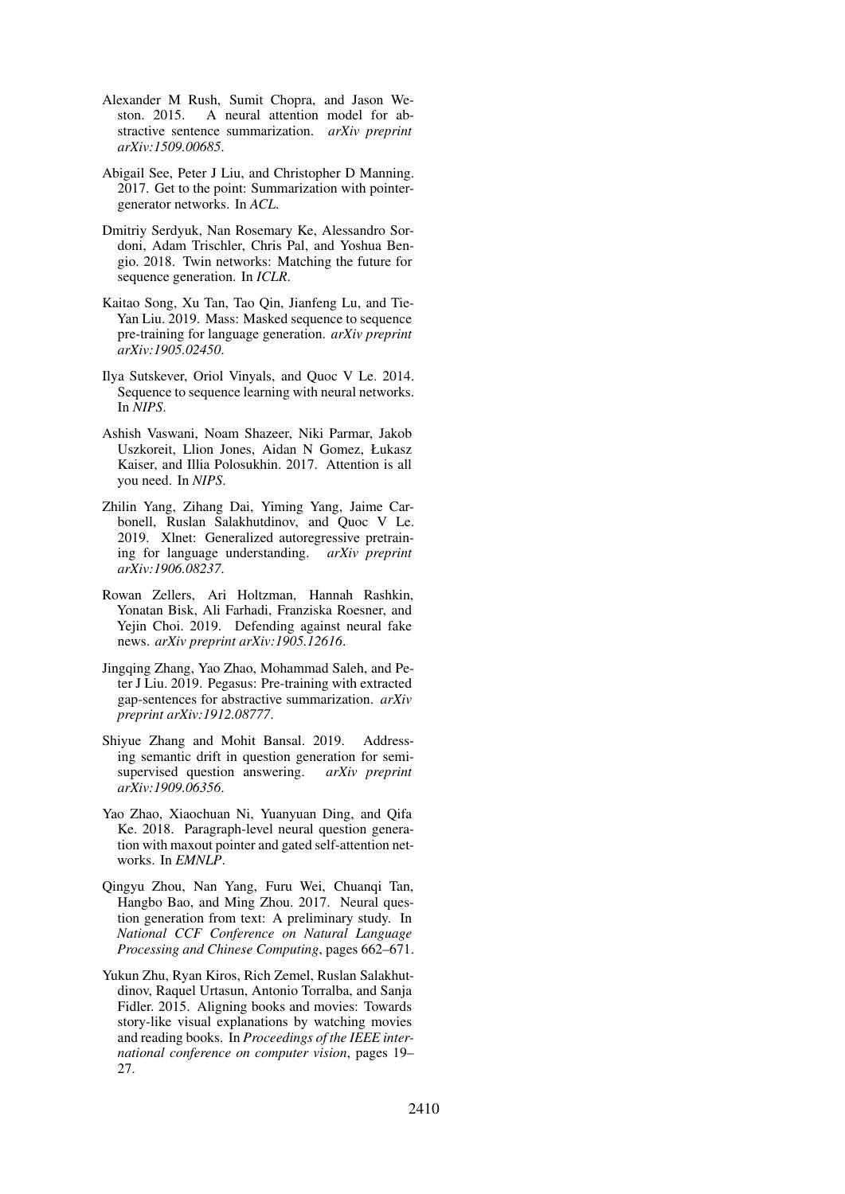Alexander M Rush, Sumit Chopra, and Jason Weston. 2015. A neural attention model for abstractive sentence summarization. *arXiv preprint arXiv:1509.00685*.

Abigail See, Peter J Liu, and Christopher D Manning. 2017. Get to the point: Summarization with pointer-generator networks. In *ACL*.

Dmitriy Serdyuk, Nan Rosemary Ke, Alessandro Sordoni, Adam Trischler, Chris Pal, and Yoshua Bengio. 2018. Twin networks: Matching the future for sequence generation. In *ICLR*.

Kaitao Song, Xu Tan, Tao Qin, Jianfeng Lu, and Tie-Yan Liu. 2019. Mass: Masked sequence to sequence pre-training for language generation. *arXiv preprint arXiv:1905.02450*.

Ilya Sutskever, Oriol Vinyals, and Quoc V Le. 2014. Sequence to sequence learning with neural networks. In *NIPS*.

Ashish Vaswani, Noam Shazeer, Niki Parmar, Jakob Uszkoreit, Llion Jones, Aidan N Gomez, Łukasz Kaiser, and Illia Polosukhin. 2017. Attention is all you need. In *NIPS*.

Zhilin Yang, Zihang Dai, Yiming Yang, Jaime Carbonell, Ruslan Salakhutdinov, and Quoc V Le. 2019. Xlnet: Generalized autoregressive pretraining for language understanding. *arXiv preprint arXiv:1906.08237*.

Rowan Zellers, Ari Holtzman, Hannah Rashkin, Yonatan Bisk, Ali Farhadi, Franziska Roesner, and Yejin Choi. 2019. Defending against neural fake news. *arXiv preprint arXiv:1905.12616*.

Jingqing Zhang, Yao Zhao, Mohammad Saleh, and Peter J Liu. 2019. Pegasus: Pre-training with extracted gap-sentences for abstractive summarization. *arXiv preprint arXiv:1912.08777*.

Shiyue Zhang and Mohit Bansal. 2019. Addressing semantic drift in question generation for semi-supervised question answering. *arXiv preprint arXiv:1909.06356*.

Yao Zhao, Xiaochuan Ni, Yuanyuan Ding, and Qifa Ke. 2018. Paragraph-level neural question generation with maxout pointer and gated self-attention networks. In *EMNLP*.

Qingyu Zhou, Nan Yang, Furu Wei, Chuanqi Tan, Hangbo Bao, and Ming Zhou. 2017. Neural question generation from text: A preliminary study. In *National CCF Conference on Natural Language Processing and Chinese Computing*, pages 662–671.

Yukun Zhu, Ryan Kiros, Rich Zemel, Ruslan Salakhutdinov, Raquel Urtasun, Antonio Torralba, and Sanja Fidler. 2015. Aligning books and movies: Towards story-like visual explanations by watching movies and reading books. In *Proceedings of the IEEE international conference on computer vision*, pages 19–27.